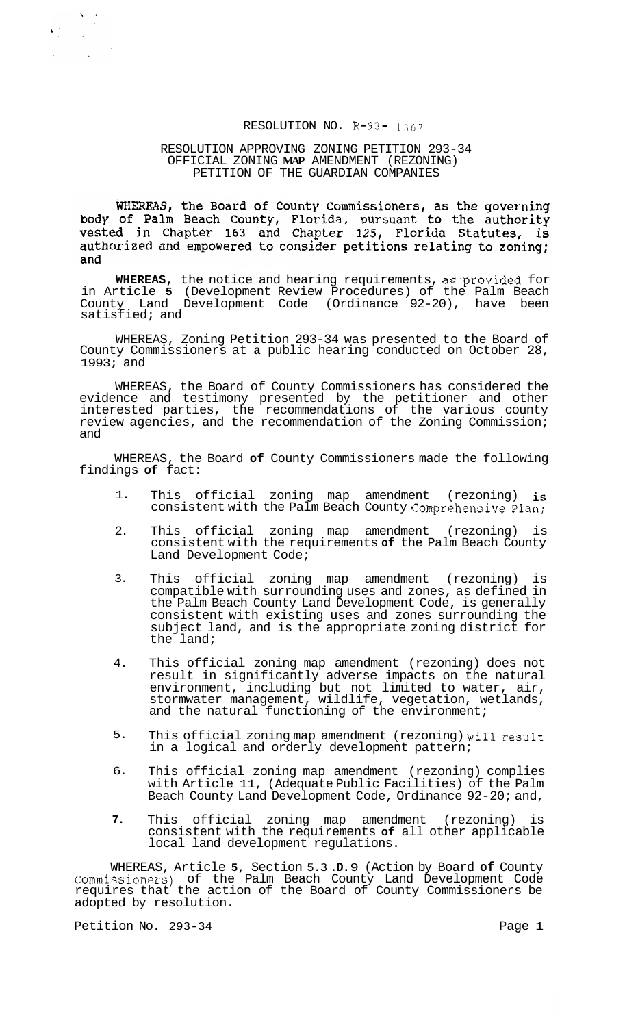RESOLUTION NO. R-93- 1367

RESOLUTION APPROVING ZONING PETITION 293-34
OFFICIAL ZONING MAP AMENDMENT (REZONING)
PETITION OF THE GUARDIAN COMPANIES

**WHEREAS, the Board of County Commissioners, as the governing body of Palm Beach County, Florida, pursuant to the authority vested in Chapter 163 and Chapter 125, Florida Statutes, is authorized and empowered to consider petitions relating to zoning; and**

**WHEREAS,** the notice and hearing requirements, as provided for in Article **5** (Development Review Procedures) of the Palm Beach County Land Development Code (Ordinance 92-20), have been satisfied; and

WHEREAS, Zoning Petition 293-34 was presented to the Board of County Commissioners at **a** public hearing conducted on October 28, 1993; and

WHEREAS, the Board of County Commissioners has considered the evidence and testimony presented by the petitioner and other interested parties, the recommendations of the various county review agencies, and the recommendation of the Zoning Commission; and

WHEREAS, the Board **of** County Commissioners made the following findings **of** fact:

1. This official zoning map amendment (rezoning) is consistent with the Palm Beach County Comprehensive Plan;

2. This official zoning map amendment (rezoning) is consistent with the requirements **of** the Palm Beach County Land Development Code;

3. This official zoning map amendment (rezoning) is compatible with surrounding uses and zones, as defined in the Palm Beach County Land Development Code, is generally consistent with existing uses and zones surrounding the subject land, and is the appropriate zoning district for the land;

4. This official zoning map amendment (rezoning) does not result in significantly adverse impacts on the natural environment, including but not limited to water, air, stormwater management, wildlife, vegetation, wetlands, and the natural functioning of the environment;

5. This official zoning map amendment (rezoning) will result in a logical and orderly development pattern;

6. This official zoning map amendment (rezoning) complies with Article 11, (Adequate Public Facilities) of the Palm Beach County Land Development Code, Ordinance 92-20; and,

7. This official zoning map amendment (rezoning) is consistent with the requirements **of** all other applicable local land development regulations.

WHEREAS, Article **5**, Section 5.3 .**D**.9 (Action by Board **of** County Commissioners) of the Palm Beach County Land Development Code requires that the action of the Board of County Commissioners be adopted by resolution.

Petition No. 293-34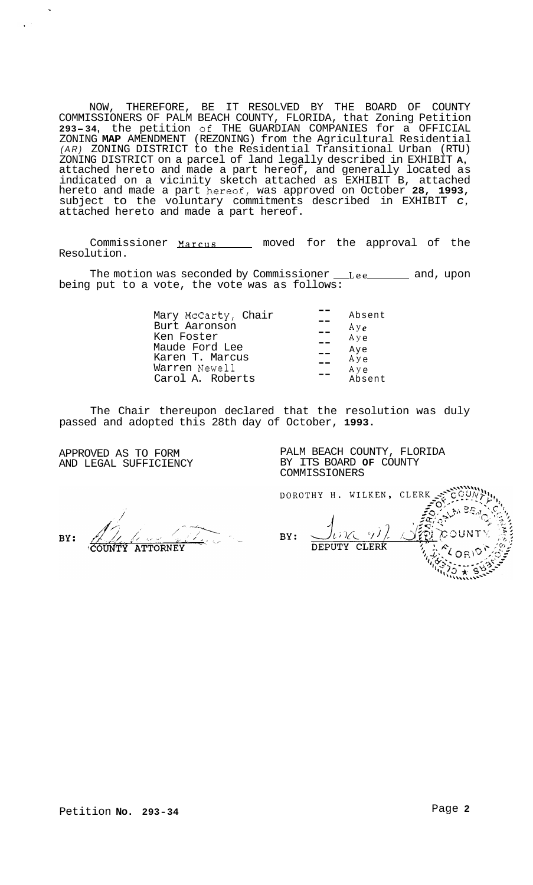NOW, THEREFORE, BE IT RESOLVED BY THE BOARD OF COUNTY COMMISSIONERS OF PALM BEACH COUNTY, FLORIDA, that Zoning Petition **293-34**, the petition of THE GUARDIAN COMPANIES for a OFFICIAL ZONING **MAP** AMENDMENT (REZONING) from the Agricultural Residential *(AR)* ZONING DISTRICT to the Residential Transitional Urban (RTU) ZONING DISTRICT on a parcel of land legally described in EXHIBIT **A**, attached hereto and made a part hereof, and generally located as indicated on a vicinity sketch attached as EXHIBIT B, attached hereto and made a part hereof, was approved on October **28, 1993**, subject to the voluntary commitments described in EXHIBIT *C*, attached hereto and made a part hereof.

Commissioner Marcus moved for the approval of the Resolution.

The motion was seconded by Commissioner Lee and, upon being put to a vote, the vote was as follows:

| | | |
|---|---|---|
| Mary McCarty, Chair | -- | Absent |
| Burt Aaronson | -- | Aye |
| Ken Foster | -- | Aye |
| Maude Ford Lee | -- | Aye |
| Karen T. Marcus | -- | Aye |
| Warren Newell | -- | Aye |
| Carol A. Roberts | -- | Absent |

The Chair thereupon declared that the resolution was duly passed and adopted this 28th day of October, **1993**.

APPROVED AS TO FORM AND LEGAL SUFFICIENCY

BY: COUNTY ATTORNEY

PALM BEACH COUNTY, FLORIDA BY ITS BOARD **OF** COUNTY COMMISSIONERS

DOROTHY H. WILKEN, CLERK

BY: DEPUTY CLERK

Petition **No. 293-34**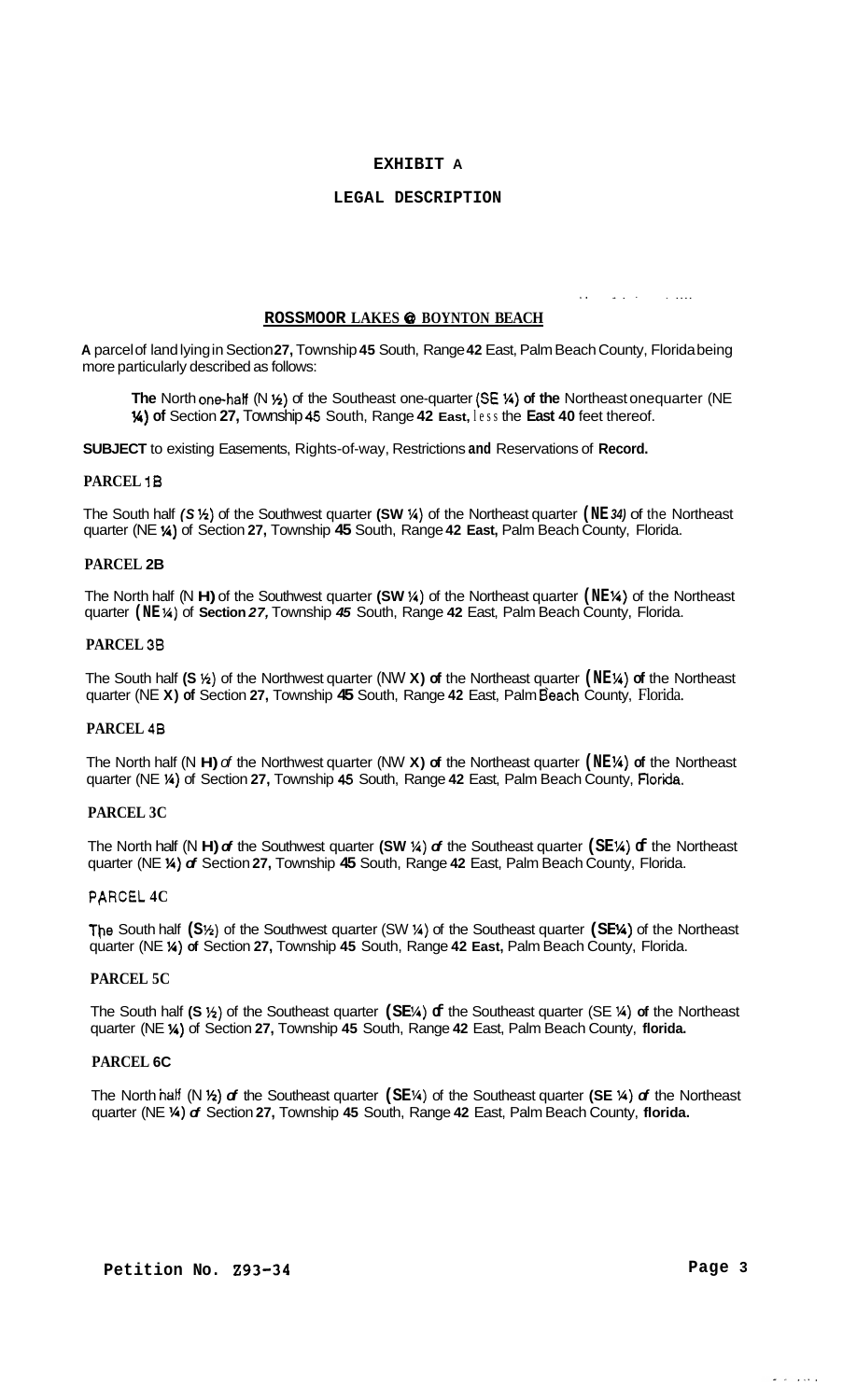# EXHIBIT A

## LEGAL DESCRIPTION

### ROSSMOOR LAKES @ BOYNTON BEACH

A parcel of land lying in Section 27, Township 45 South, Range 42 East, Palm Beach County, Florida being more particularly described as follows:

> **The** North one-half (N ½) of the Southeast one-quarter (SE ¼) **of the** Northeast one quarter (NE ¼) **of** Section **27,** Township 45 South, Range **42 East,** less the **East 40** feet thereof.

**SUBJECT** to existing Easements, Rights-of-way, Restrictions **and** Reservations of **Record.**

**PARCEL 1B**

The South half *(S ½)* of the Southwest quarter **(SW ¼)** of the Northeast quarter **(NE ¼)** of the Northeast quarter (NE ¼) of Section **27,** Township **45** South, Range **42 East,** Palm Beach County, Florida.

**PARCEL 2B**

The North half (N ½) of the Southwest quarter **(SW ¼)** of the Northeast quarter **(NE ¼)** of the Northeast quarter **(NE ¼)** of **Section** *27,* Township *45* South, Range **42** East, Palm Beach County, Florida.

**PARCEL 3B**

The South half **(S ½)** of the Northwest quarter (NW ¼) **of** the Northeast quarter **(NE ¼)** of the Northeast quarter (NE ¼) **of** Section **27,** Township **45** South, Range **42** East, Palm Beach County, Florida.

**PARCEL 4B**

The North half (N ½) *of* the Northwest quarter (NW ¼) **of** the Northeast quarter **(NE ¼)** of the Northeast quarter (NE ¼) of Section **27,** Township **45** South, Range **42** East, Palm Beach County, Florida.

**PARCEL 3C**

The North half (N ½) *of* the Southwest quarter **(SW ¼)** *of* the Southeast quarter **(SE ¼)** of the Northeast quarter (NE ¼) *of* Section **27,** Township **45** South, Range **42** East, Palm Beach County, Florida.

**PARCEL 4C**

The South half **(S ½)** of the Southwest quarter (SW ¼) of the Southeast quarter **(SE ¼)** of the Northeast quarter (NE ¼) **of** Section **27,** Township **45** South, Range **42 East,** Palm Beach County, Florida.

**PARCEL 5C**

The South half **(S ½)** of the Southeast quarter **(SE ¼)** of the Southeast quarter (SE ¼) **of** the Northeast quarter (NE ¼) of Section **27,** Township **45** South, Range **42** East, Palm Beach County, **florida.**

**PARCEL 6C**

The North half (N ½) *of* the Southeast quarter **(SE ¼)** of the Southeast quarter **(SE ¼)** *of* the Northeast quarter (NE ¼) *of* Section **27,** Township **45** South, Range **42** East, Palm Beach County, **florida.**

**Petition No. Z93-34**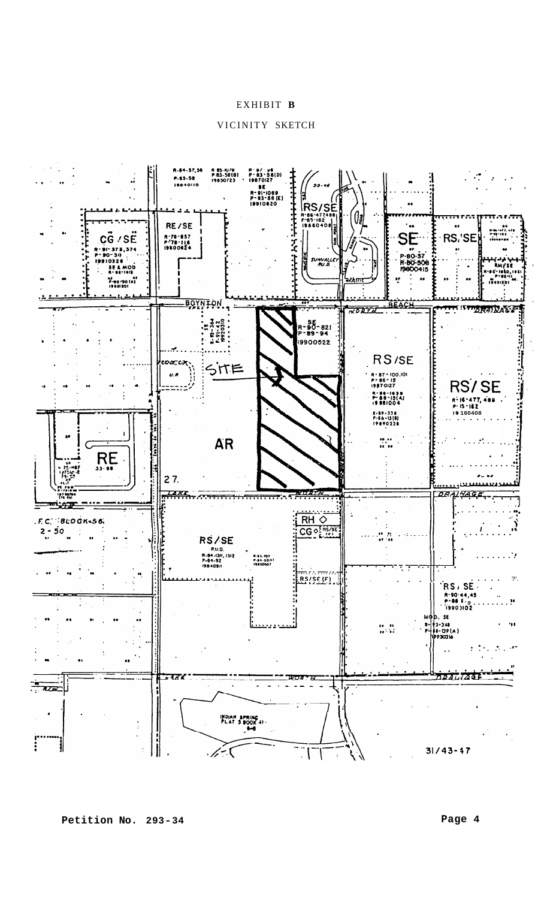EXHIBIT **B**

VICINITY SKETCH

**Petition No. 293-34**

**Page 4**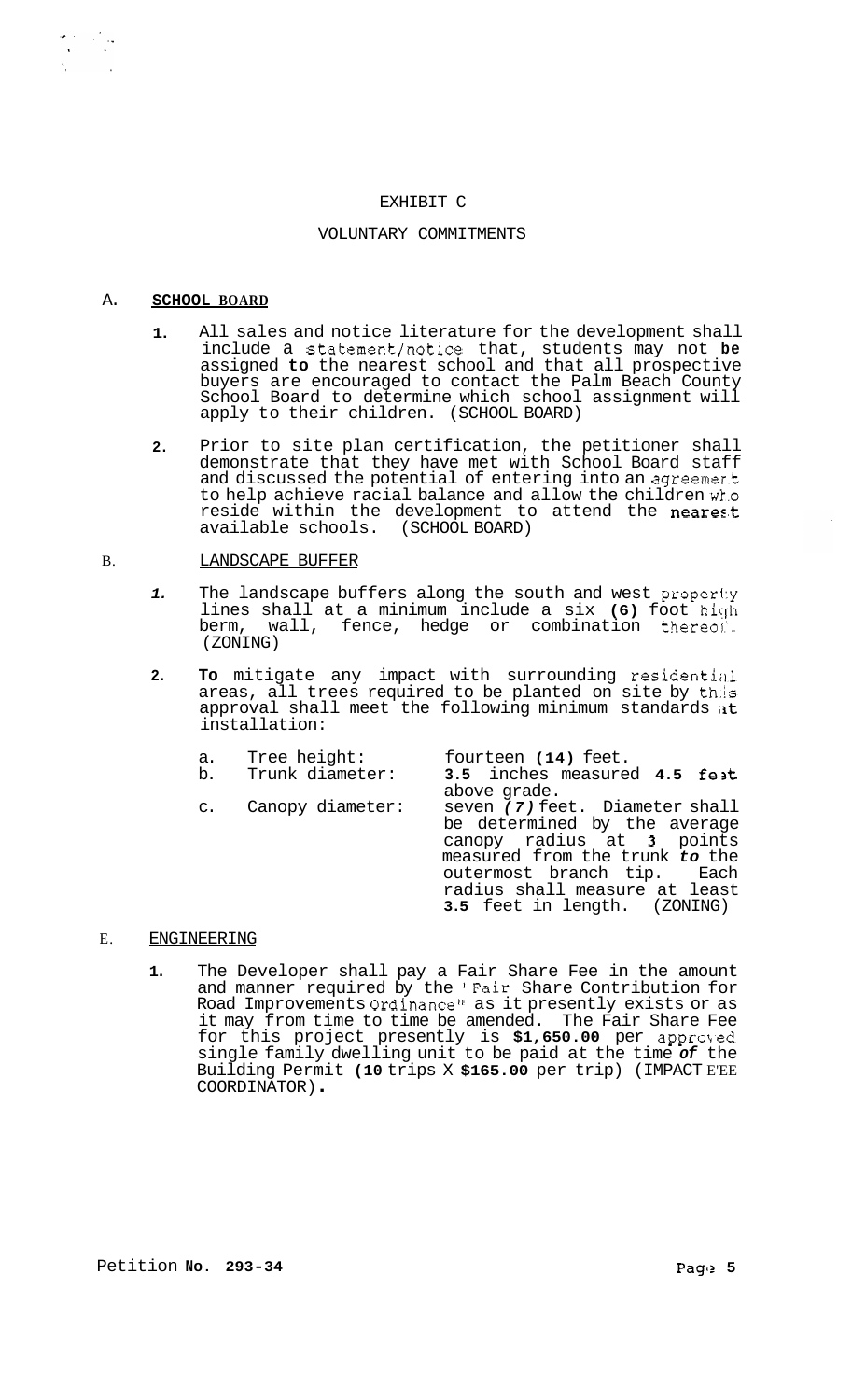# EXHIBIT C

## VOLUNTARY COMMITMENTS

### A. **SCHOOL BOARD**

1. All sales and notice literature for the development shall include a statement/notice that, students may not be assigned to the nearest school and that all prospective buyers are encouraged to contact the Palm Beach County School Board to determine which school assignment will apply to their children. (SCHOOL BOARD)

2. Prior to site plan certification, the petitioner shall demonstrate that they have met with School Board staff and discussed the potential of entering into an agreement to help achieve racial balance and allow the children who reside within the development to attend the nearest available schools. (SCHOOL BOARD)

### B. LANDSCAPE BUFFER

1. The landscape buffers along the south and west property lines shall at a minimum include a six (6) foot high berm, wall, fence, hedge or combination thereof. (ZONING)

2. To mitigate any impact with surrounding residential areas, all trees required to be planted on site by this approval shall meet the following minimum standards at installation:

   a. Tree height: fourteen (14) feet.

   b. Trunk diameter: 3.5 inches measured 4.5 feet above grade.

   c. Canopy diameter: seven *(7)* feet. Diameter shall be determined by the average canopy radius at 3 points measured from the trunk *to* the outermost branch tip. Each radius shall measure at least 3.5 feet in length. (ZONING)

### E. ENGINEERING

1. The Developer shall pay a Fair Share Fee in the amount and manner required by the "Fair Share Contribution for Road Improvements Ordinance" as it presently exists or as it may from time to time be amended. The Fair Share Fee for this project presently is **$1,650.00** per approved single family dwelling unit to be paid at the time *of* the Building Permit (10 trips X **$165.00** per trip) (IMPACT FEE COORDINATOR).

Petition No. 293-34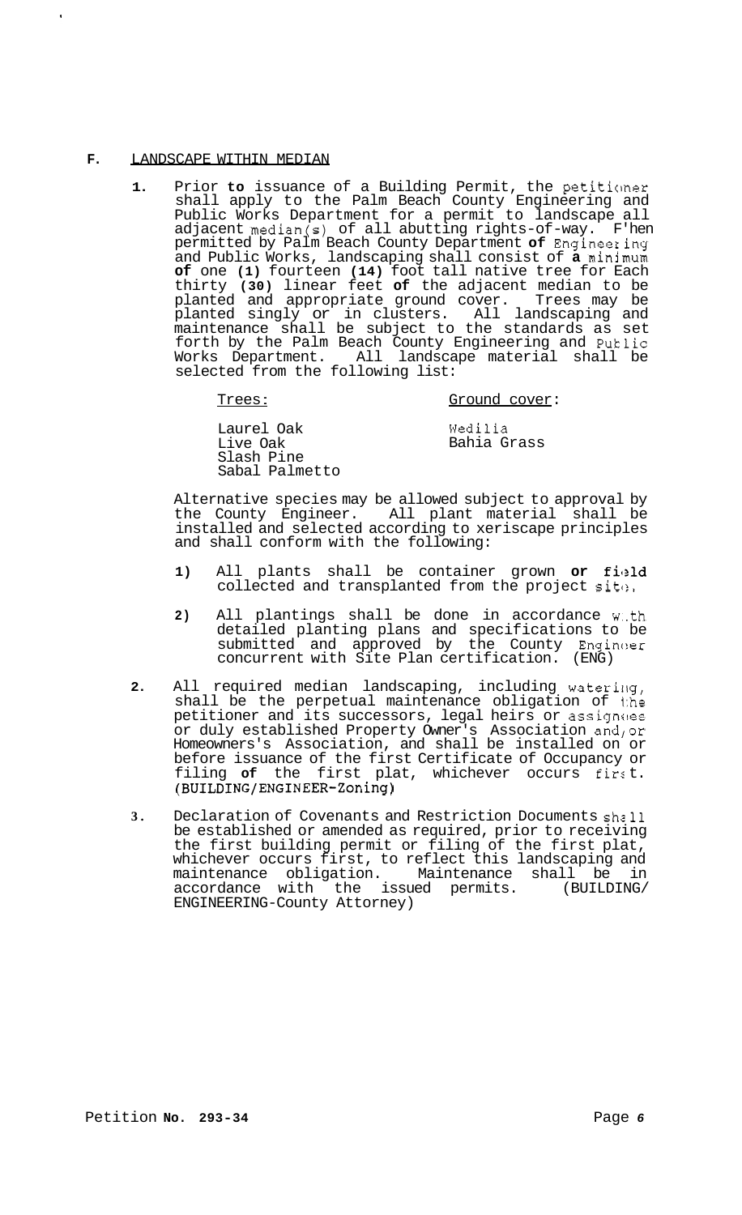**F.** <u>LANDSCAPE WITHIN MEDIAN</u>

1. Prior to issuance of a Building Permit, the petitioner shall apply to the Palm Beach County Engineering and Public Works Department for a permit to landscape all adjacent median(s) of all abutting rights-of-way. When permitted by Palm Beach County Department of Engineering and Public Works, landscaping shall consist of a minimum of one (1) fourteen (14) foot tall native tree for Each thirty (30) linear feet of the adjacent median to be planted and appropriate ground cover. Trees may be planted singly or in clusters. All landscaping and maintenance shall be subject to the standards as set forth by the Palm Beach County Engineering and Public Works Department. All landscape material shall be selected from the following list:

| Trees: | Ground cover: |
| --- | --- |
| Laurel Oak | Wedilia |
| Live Oak | Bahia Grass |
| Slash Pine | |
| Sabal Palmetto | |

   Alternative species may be allowed subject to approval by the County Engineer. All plant material shall be installed and selected according to xeriscape principles and shall conform with the following:

   1) All plants shall be container grown or field collected and transplanted from the project site.

   2) All plantings shall be done in accordance with detailed planting plans and specifications to be submitted and approved by the County Engineer concurrent with Site Plan certification. (ENG)

2. All required median landscaping, including watering, shall be the perpetual maintenance obligation of the petitioner and its successors, legal heirs or assignees or duly established Property Owner's Association and/or Homeowners's Association, and shall be installed on or before issuance of the first Certificate of Occupancy or filing of the first plat, whichever occurs first. (BUILDING/ENGINEER-Zoning)

3. Declaration of Covenants and Restriction Documents shall be established or amended as required, prior to receiving the first building permit or filing of the first plat, whichever occurs first, to reflect this landscaping and maintenance obligation. Maintenance shall be in accordance with the issued permits. (BUILDING/ ENGINEERING-County Attorney)

Petition No. 293-34